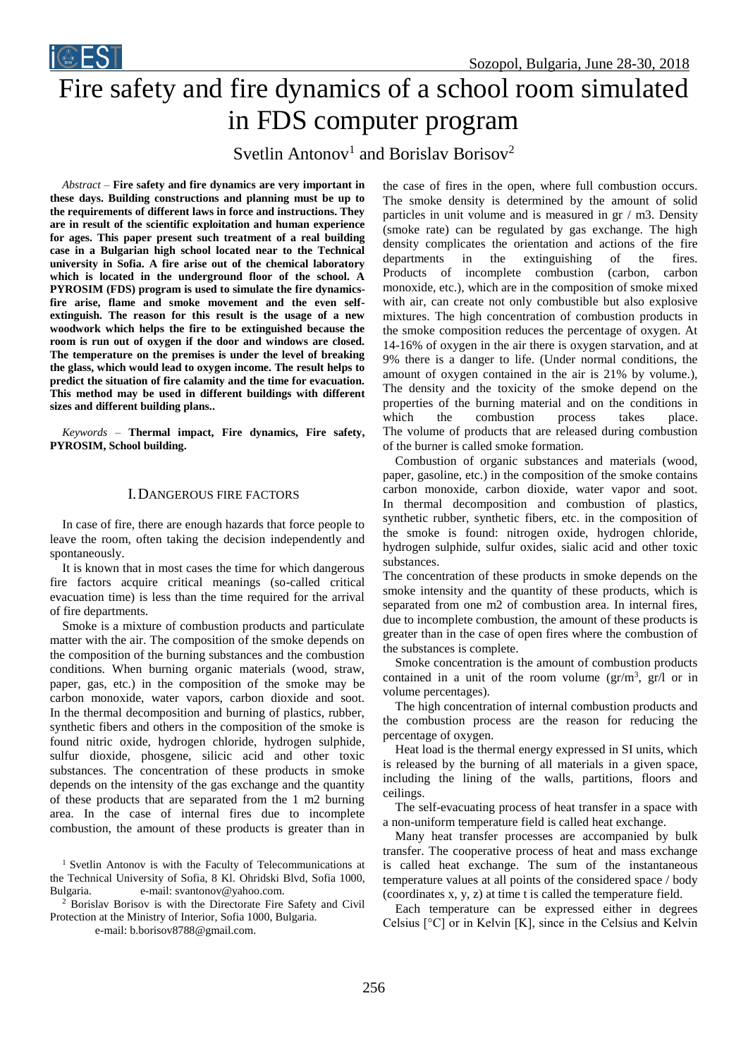// Fire safety and fire dynamics of a school room simulated in FDS computer program

# Fire safety and fire dynamics of a school room simulated in FDS computer program

Svetlin Antonov[1] and Borislav Borisov[2]

*Abstract* – **Fire safety and fire dynamics are very important in these days. Building constructions and planning must be up to the requirements of different laws in force and instructions. They are in result of the scientific exploitation and human experience for ages. This paper present such treatment of a real building case in a Bulgarian high school located near to the Technical university in Sofia. A fire arise out of the chemical laboratory which is located in the underground floor of the school. A PYROSIM (FDS) program is used to simulate the fire dynamics-fire arise, flame and smoke movement and the even self-extinguish. The reason for this result is the usage of a new woodwork which helps the fire to be extinguished because the room is run out of oxygen if the door and windows are closed. The temperature on the premises is under the level of breaking the glass, which would lead to oxygen income. The result helps to predict the situation of fire calamity and the time for evacuation. This method may be used in different buildings with different sizes and different building plans..**

*Keywords* – **Thermal impact, Fire dynamics, Fire safety, PYROSIM, School building.**

## I. Dangerous fire factors

In case of fire, there are enough hazards that force people to leave the room, often taking the decision independently and spontaneously.

It is known that in most cases the time for which dangerous fire factors acquire critical meanings (so-called critical evacuation time) is less than the time required for the arrival of fire departments.

Smoke is a mixture of combustion products and particulate matter with the air. The composition of the smoke depends on the composition of the burning substances and the combustion conditions. When burning organic materials (wood, straw, paper, gas, etc.) in the composition of the smoke may be carbon monoxide, water vapors, carbon dioxide and soot. In the thermal decomposition and burning of plastics, rubber, synthetic fibers and others in the composition of the smoke is found nitric oxide, hydrogen chloride, hydrogen sulphide, sulfur dioxide, phosgene, silicic acid and other toxic substances. The concentration of these products in smoke depends on the intensity of the gas exchange and the quantity of these products that are separated from the 1 m2 burning area. In the case of internal fires due to incomplete combustion, the amount of these products is greater than in the case of fires in the open, where full combustion occurs. The smoke density is determined by the amount of solid particles in unit volume and is measured in gr / m3. Density (smoke rate) can be regulated by gas exchange. The high density complicates the orientation and actions of the fire departments in the extinguishing of the fires. Products of incomplete combustion (carbon, carbon monoxide, etc.), which are in the composition of smoke mixed with air, can create not only combustible but also explosive mixtures. The high concentration of combustion products in the smoke composition reduces the percentage of oxygen. At 14-16% of oxygen in the air there is oxygen starvation, and at 9% there is a danger to life. (Under normal conditions, the amount of oxygen contained in the air is 21% by volume.), The density and the toxicity of the smoke depend on the properties of the burning material and on the conditions in which the combustion process takes place. The volume of products that are released during combustion of the burner is called smoke formation.

Combustion of organic substances and materials (wood, paper, gasoline, etc.) in the composition of the smoke contains carbon monoxide, carbon dioxide, water vapor and soot. In thermal decomposition and combustion of plastics, synthetic rubber, synthetic fibers, etc. in the composition of the smoke is found: nitrogen oxide, hydrogen chloride, hydrogen sulphide, sulfur oxides, sialic acid and other toxic substances.

The concentration of these products in smoke depends on the smoke intensity and the quantity of these products, which is separated from one m2 of combustion area. In internal fires, due to incomplete combustion, the amount of these products is greater than in the case of open fires where the combustion of the substances is complete.

Smoke concentration is the amount of combustion products contained in a unit of the room volume (gr/m$^3$, gr/l or in volume percentages).

The high concentration of internal combustion products and the combustion process are the reason for reducing the percentage of oxygen.

Heat load is the thermal energy expressed in SI units, which is released by the burning of all materials in a given space, including the lining of the walls, partitions, floors and ceilings.

The self-evacuating process of heat transfer in a space with a non-uniform temperature field is called heat exchange.

Many heat transfer processes are accompanied by bulk transfer. The cooperative process of heat and mass exchange is called heat exchange. The sum of the instantaneous temperature values at all points of the considered space / body (coordinates x, y, z) at time t is called the temperature field.

Each temperature can be expressed either in degrees Celsius [°C] or in Kelvin [K], since in the Celsius and Kelvin

[1] Svetlin Antonov is with the Faculty of Telecommunications at the Technical University of Sofia, 8 Kl. Ohridski Blvd, Sofia 1000, Bulgaria. e-mail: svantonov@yahoo.com.

[2] Borislav Borisov is with the Directorate Fire Safety and Civil Protection at the Ministry of Interior, Sofia 1000, Bulgaria. e-mail: b.borisov8788@gmail.com.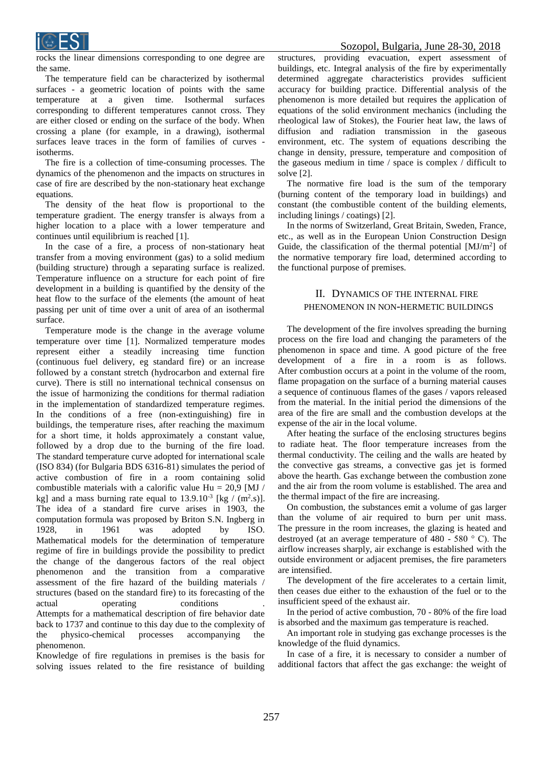rocks the linear dimensions corresponding to one degree are the same.

The temperature field can be characterized by isothermal surfaces - a geometric location of points with the same temperature at a given time. Isothermal surfaces corresponding to different temperatures cannot cross. They are either closed or ending on the surface of the body. When crossing a plane (for example, in a drawing), isothermal surfaces leave traces in the form of families of curves - isotherms.

The fire is a collection of time-consuming processes. The dynamics of the phenomenon and the impacts on structures in case of fire are described by the non-stationary heat exchange equations.

The density of the heat flow is proportional to the temperature gradient. The energy transfer is always from a higher location to a place with a lower temperature and continues until equilibrium is reached [1].

In the case of a fire, a process of non-stationary heat transfer from a moving environment (gas) to a solid medium (building structure) through a separating surface is realized. Temperature influence on a structure for each point of fire development in a building is quantified by the density of the heat flow to the surface of the elements (the amount of heat passing per unit of time over a unit of area of an isothermal surface.

Temperature mode is the change in the average volume temperature over time [1]. Normalized temperature modes represent either a steadily increasing time function (continuous fuel delivery, eg standard fire) or an increase followed by a constant stretch (hydrocarbon and external fire curve). There is still no international technical consensus on the issue of harmonizing the conditions for thermal radiation in the implementation of standardized temperature regimes. In the conditions of a free (non-extinguishing) fire in buildings, the temperature rises, after reaching the maximum for a short time, it holds approximately a constant value, followed by a drop due to the burning of the fire load. The standard temperature curve adopted for international scale (ISO 834) (for Bulgaria BDS 6316-81) simulates the period of active combustion of fire in a room containing solid combustible materials with a calorific value Hu = 20,9 [MJ / kg] and a mass burning rate equal to $13.9.10^{-3}$ [kg / ($m^2$.s)]. The idea of a standard fire curve arises in 1903, the computation formula was proposed by Briton S.N. Ingberg in 1928, in 1961 was adopted by ISO. Mathematical models for the determination of temperature regime of fire in buildings provide the possibility to predict the change of the dangerous factors of the real object phenomenon and the transition from a comparative assessment of the fire hazard of the building materials / structures (based on the standard fire) to its forecasting of the actual operating conditions .

Attempts for a mathematical description of fire behavior date back to 1737 and continue to this day due to the complexity of the physico-chemical processes accompanying the phenomenon.

Knowledge of fire regulations in premises is the basis for solving issues related to the fire resistance of building structures, providing evacuation, expert assessment of buildings, etc. Integral analysis of the fire by experimentally determined aggregate characteristics provides sufficient accuracy for building practice. Differential analysis of the phenomenon is more detailed but requires the application of equations of the solid environment mechanics (including the rheological law of Stokes), the Fourier heat law, the laws of diffusion and radiation transmission in the gaseous environment, etc. The system of equations describing the change in density, pressure, temperature and composition of the gaseous medium in time / space is complex / difficult to solve [2].

The normative fire load is the sum of the temporary (burning content of the temporary load in buildings) and constant (the combustible content of the building elements, including linings / coatings) [2].

In the norms of Switzerland, Great Britain, Sweden, France, etc., as well as in the European Union Construction Design Guide, the classification of the thermal potential [MJ/$m^2$] of the normative temporary fire load, determined according to the functional purpose of premises.

## II. Dynamics of the Internal Fire Phenomenon in Non-Hermetic Buildings

The development of the fire involves spreading the burning process on the fire load and changing the parameters of the phenomenon in space and time. A good picture of the free development of a fire in a room is as follows. After combustion occurs at a point in the volume of the room, flame propagation on the surface of a burning material causes a sequence of continuous flames of the gases / vapors released from the material. In the initial period the dimensions of the area of the fire are small and the combustion develops at the expense of the air in the local volume.

After heating the surface of the enclosing structures begins to radiate heat. The floor temperature increases from the thermal conductivity. The ceiling and the walls are heated by the convective gas streams, a convective gas jet is formed above the hearth. Gas exchange between the combustion zone and the air from the room volume is established. The area and the thermal impact of the fire are increasing.

On combustion, the substances emit a volume of gas larger than the volume of air required to burn per unit mass. The pressure in the room increases, the glazing is heated and destroyed (at an average temperature of 480 - 580 ° C). The airflow increases sharply, air exchange is established with the outside environment or adjacent premises, the fire parameters are intensified.

The development of the fire accelerates to a certain limit, then ceases due either to the exhaustion of the fuel or to the insufficient speed of the exhaust air.

In the period of active combustion, 70 - 80% of the fire load is absorbed and the maximum gas temperature is reached.

An important role in studying gas exchange processes is the knowledge of the fluid dynamics.

In case of a fire, it is necessary to consider a number of additional factors that affect the gas exchange: the weight of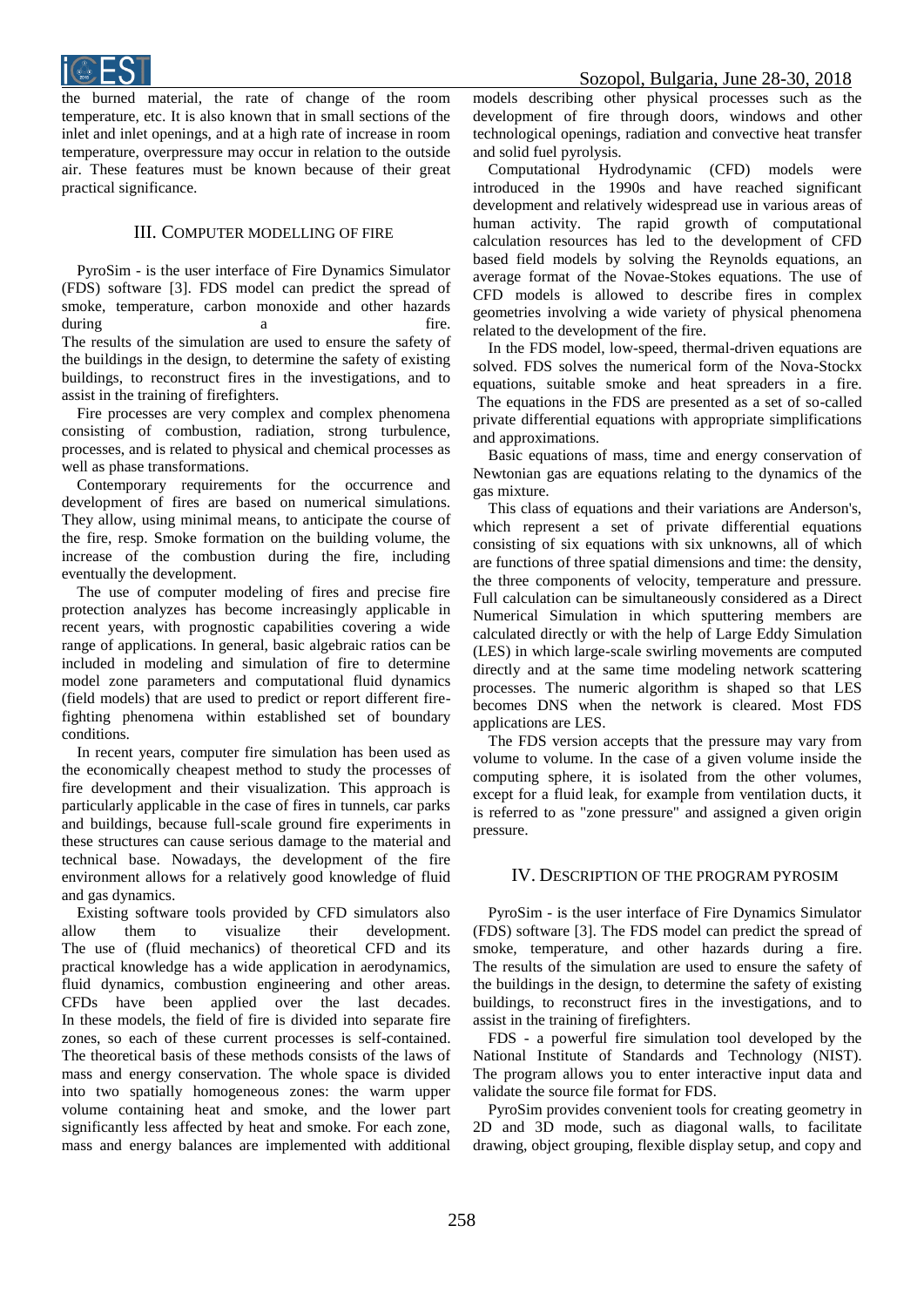the burned material, the rate of change of the room temperature, etc. It is also known that in small sections of the inlet and inlet openings, and at a high rate of increase in room temperature, overpressure may occur in relation to the outside air. These features must be known because of their great practical significance.

## III. Computer modelling of fire

PyroSim - is the user interface of Fire Dynamics Simulator (FDS) software [3]. FDS model can predict the spread of smoke, temperature, carbon monoxide and other hazards during a fire.
The results of the simulation are used to ensure the safety of the buildings in the design, to determine the safety of existing buildings, to reconstruct fires in the investigations, and to assist in the training of firefighters.

Fire processes are very complex and complex phenomena consisting of combustion, radiation, strong turbulence, processes, and is related to physical and chemical processes as well as phase transformations.

Contemporary requirements for the occurrence and development of fires are based on numerical simulations. They allow, using minimal means, to anticipate the course of the fire, resp. Smoke formation on the building volume, the increase of the combustion during the fire, including eventually the development.

The use of computer modeling of fires and precise fire protection analyzes has become increasingly applicable in recent years, with prognostic capabilities covering a wide range of applications. In general, basic algebraic ratios can be included in modeling and simulation of fire to determine model zone parameters and computational fluid dynamics (field models) that are used to predict or report different fire-fighting phenomena within established set of boundary conditions.

In recent years, computer fire simulation has been used as the economically cheapest method to study the processes of fire development and their visualization. This approach is particularly applicable in the case of fires in tunnels, car parks and buildings, because full-scale ground fire experiments in these structures can cause serious damage to the material and technical base. Nowadays, the development of the fire environment allows for a relatively good knowledge of fluid and gas dynamics.

Existing software tools provided by CFD simulators also allow them to visualize their development.
The use of (fluid mechanics) of theoretical CFD and its practical knowledge has a wide application in aerodynamics, fluid dynamics, combustion engineering and other areas. CFDs have been applied over the last decades.
In these models, the field of fire is divided into separate fire zones, so each of these current processes is self-contained. The theoretical basis of these methods consists of the laws of mass and energy conservation. The whole space is divided into two spatially homogeneous zones: the warm upper volume containing heat and smoke, and the lower part significantly less affected by heat and smoke. For each zone, mass and energy balances are implemented with additional models describing other physical processes such as the development of fire through doors, windows and other technological openings, radiation and convective heat transfer and solid fuel pyrolysis.

Computational Hydrodynamic (CFD) models were introduced in the 1990s and have reached significant development and relatively widespread use in various areas of human activity. The rapid growth of computational calculation resources has led to the development of CFD based field models by solving the Reynolds equations, an average format of the Novae-Stokes equations. The use of CFD models is allowed to describe fires in complex geometries involving a wide variety of physical phenomena related to the development of the fire.

In the FDS model, low-speed, thermal-driven equations are solved. FDS solves the numerical form of the Nova-Stockx equations, suitable smoke and heat spreaders in a fire. The equations in the FDS are presented as a set of so-called private differential equations with appropriate simplifications and approximations.

Basic equations of mass, time and energy conservation of Newtonian gas are equations relating to the dynamics of the gas mixture.

This class of equations and their variations are Anderson's, which represent a set of private differential equations consisting of six equations with six unknowns, all of which are functions of three spatial dimensions and time: the density, the three components of velocity, temperature and pressure. Full calculation can be simultaneously considered as a Direct Numerical Simulation in which sputtering members are calculated directly or with the help of Large Eddy Simulation (LES) in which large-scale swirling movements are computed directly and at the same time modeling network scattering processes. The numeric algorithm is shaped so that LES becomes DNS when the network is cleared. Most FDS applications are LES.

The FDS version accepts that the pressure may vary from volume to volume. In the case of a given volume inside the computing sphere, it is isolated from the other volumes, except for a fluid leak, for example from ventilation ducts, it is referred to as "zone pressure" and assigned a given origin pressure.

## IV. Description of the program PyroSim

PyroSim - is the user interface of Fire Dynamics Simulator (FDS) software [3]. The FDS model can predict the spread of smoke, temperature, and other hazards during a fire. The results of the simulation are used to ensure the safety of the buildings in the design, to determine the safety of existing buildings, to reconstruct fires in the investigations, and to assist in the training of firefighters.

FDS - a powerful fire simulation tool developed by the National Institute of Standards and Technology (NIST). The program allows you to enter interactive input data and validate the source file format for FDS.

PyroSim provides convenient tools for creating geometry in 2D and 3D mode, such as diagonal walls, to facilitate drawing, object grouping, flexible display setup, and copy and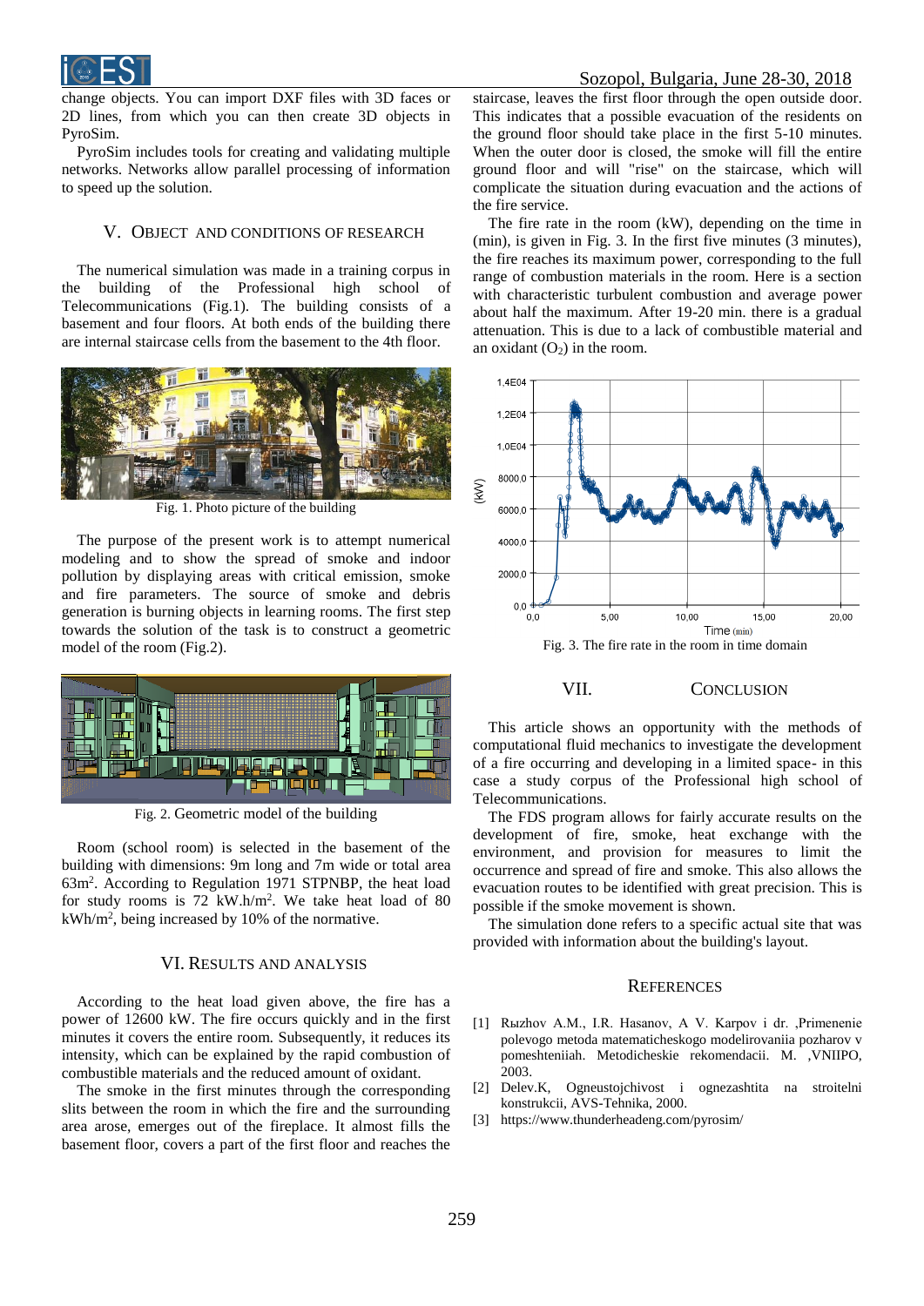change objects. You can import DXF files with 3D faces or 2D lines, from which you can then create 3D objects in PyroSim.

PyroSim includes tools for creating and validating multiple networks. Networks allow parallel processing of information to speed up the solution.

## V. Object and Conditions of Research

The numerical simulation was made in a training corpus in the building of the Professional high school of Telecommunications (Fig.1). The building consists of a basement and four floors. At both ends of the building there are internal staircase cells from the basement to the 4th floor.

Fig. 1. Photo picture of the building

The purpose of the present work is to attempt numerical modeling and to show the spread of smoke and indoor pollution by displaying areas with critical emission, smoke and fire parameters. The source of smoke and debris generation is burning objects in learning rooms. The first step towards the solution of the task is to construct a geometric model of the room (Fig.2).

Fig. 2. Geometric model of the building

Room (school room) is selected in the basement of the building with dimensions: 9m long and 7m wide or total area 63m$^2$. According to Regulation 1971 STPNBP, the heat load for study rooms is 72 kW.h/m$^2$. We take heat load of 80 kWh/m$^2$, being increased by 10% of the normative.

## VI. Results and Analysis

According to the heat load given above, the fire has a power of 12600 kW. The fire occurs quickly and in the first minutes it covers the entire room. Subsequently, it reduces its intensity, which can be explained by the rapid combustion of combustible materials and the reduced amount of oxidant.

The smoke in the first minutes through the corresponding slits between the room in which the fire and the surrounding area arose, emerges out of the fireplace. It almost fills the basement floor, covers a part of the first floor and reaches the staircase, leaves the first floor through the open outside door. This indicates that a possible evacuation of the residents on the ground floor should take place in the first 5-10 minutes. When the outer door is closed, the smoke will fill the entire ground floor and will "rise" on the staircase, which will complicate the situation during evacuation and the actions of the fire service.

The fire rate in the room (kW), depending on the time in (min), is given in Fig. 3. In the first five minutes (3 minutes), the fire reaches its maximum power, corresponding to the full range of combustion materials in the room. Here is a section with characteristic turbulent combustion and average power about half the maximum. After 19-20 min. there is a gradual attenuation. This is due to a lack of combustible material and an oxidant ($O_2$) in the room.

(kW)
1,4E04
1,2E04
1,0E04
8000,0
6000,0
4000,0
2000,0
0,0
0,0
5,00
10,00
15,00
20,00
Time (min)

Fig. 3. The fire rate in the room in time domain

## VII. Conclusion

This article shows an opportunity with the methods of computational fluid mechanics to investigate the development of a fire occurring and developing in a limited space- in this case a study corpus of the Professional high school of Telecommunications.

The FDS program allows for fairly accurate results on the development of fire, smoke, heat exchange with the environment, and provision for measures to limit the occurrence and spread of fire and smoke. This also allows the evacuation routes to be identified with great precision. This is possible if the smoke movement is shown.

The simulation done refers to a specific actual site that was provided with information about the building's layout.

## References

[1] Rыzhov A.M., I.R. Hasanov, A V. Karpov i dr. ,Primenenie polevogo metoda matematicheskogo modelirovaniia pozharov v pomeshteniiah. Metodicheskie rekomendacii. M. ,VNIIPO, 2003.

[2] Delev.K, Ogneustojchivost i ognezashtita na stroitelni konstrukcii, AVS-Tehnika, 2000.

[3] https://www.thunderheadeng.com/pyrosim/